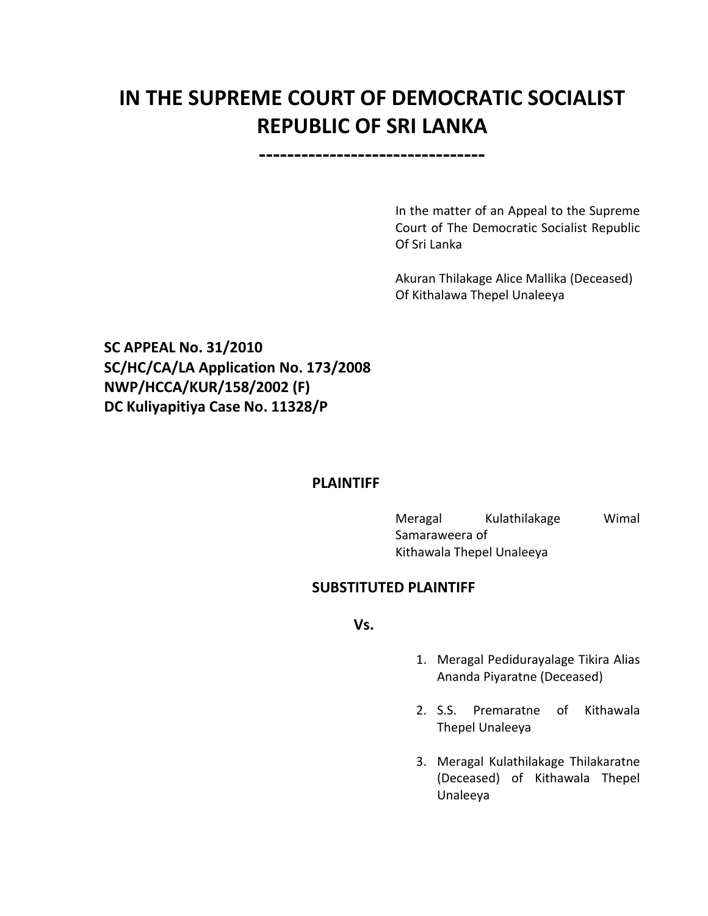# IN THE SUPREME COURT OF DEMOCRATIC SOCIALIST REPUBLIC OF SRI LANKA

-------------------------------

In the matter of an Appeal to the Supreme Court of The Democratic Socialist Republic Of Sri Lanka

Akuran Thilakage Alice Mallika (Deceased)
Of Kithalawa Thepel Unaleeya

**SC APPEAL No. 31/2010**
**SC/HC/CA/LA Application No. 173/2008**
**NWP/HCCA/KUR/158/2002 (F)**
**DC Kuliyapitiya Case No. 11328/P**

**PLAINTIFF**

Meragal Kulathilakage Wimal Samaraweera of
Kithawala Thepel Unaleeya

**SUBSTITUTED PLAINTIFF**

**Vs.**

1. Meragal Pedidurayalage Tikira Alias Ananda Piyaratne (Deceased)
2. S.S. Premaratne of Kithawala Thepel Unaleeya
3. Meragal Kulathilakage Thilakaratne (Deceased) of Kithawala Thepel Unaleeya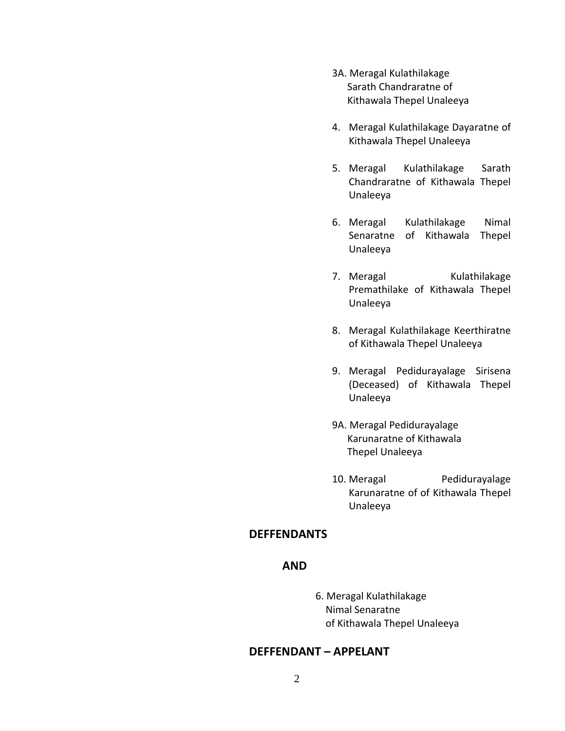3A. Meragal Kulathilakage Sarath Chandraratne of Kithawala Thepel Unaleeya

4. Meragal Kulathilakage Dayaratne of Kithawala Thepel Unaleeya

5. Meragal Kulathilakage Sarath Chandraratne of Kithawala Thepel Unaleeya

6. Meragal Kulathilakage Nimal Senaratne of Kithawala Thepel Unaleeya

7. Meragal Kulathilakage Premathilake of Kithawala Thepel Unaleeya

8. Meragal Kulathilakage Keerthiratne of Kithawala Thepel Unaleeya

9. Meragal Pedidurayalage Sirisena (Deceased) of Kithawala Thepel Unaleeya

9A. Meragal Pedidurayalage Karunaratne of Kithawala Thepel Unaleeya

10. Meragal Pedidurayalage Karunaratne of of Kithawala Thepel Unaleeya

**DEFFENDANTS**

**AND**

6. Meragal Kulathilakage Nimal Senaratne of Kithawala Thepel Unaleeya

**DEFFENDANT – APPELANT**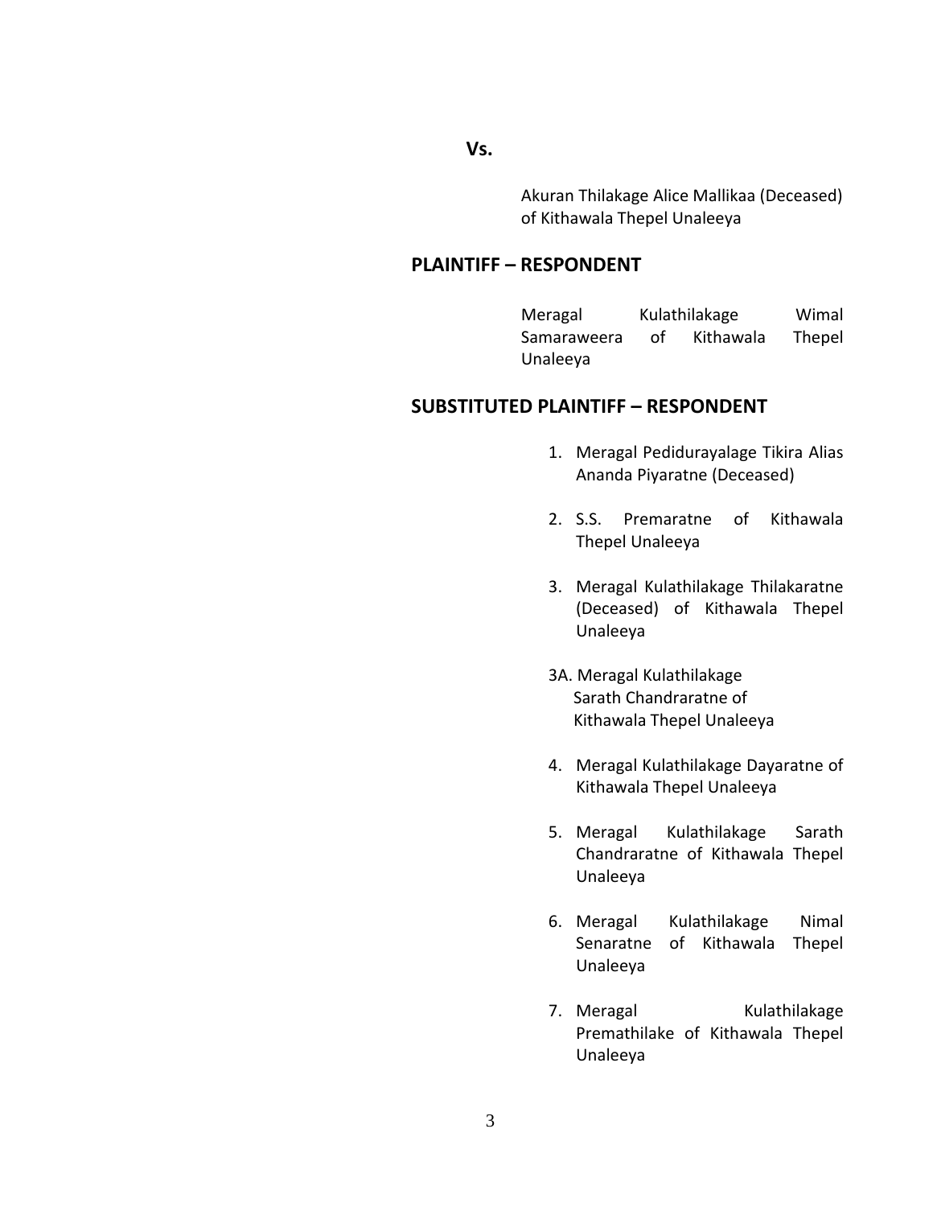**Vs.**

Akuran Thilakage Alice Mallikaa (Deceased) of Kithawala Thepel Unaleeya

**PLAINTIFF – RESPONDENT**

Meragal Kulathilakage Wimal Samaraweera of Kithawala Thepel Unaleeya

**SUBSTITUTED PLAINTIFF – RESPONDENT**

1. Meragal Pedidurayalage Tikira Alias Ananda Piyaratne (Deceased)

2. S.S. Premaratne of Kithawala Thepel Unaleeya

3. Meragal Kulathilakage Thilakaratne (Deceased) of Kithawala Thepel Unaleeya

3A. Meragal Kulathilakage Sarath Chandraratne of Kithawala Thepel Unaleeya

4. Meragal Kulathilakage Dayaratne of Kithawala Thepel Unaleeya

5. Meragal Kulathilakage Sarath Chandraratne of Kithawala Thepel Unaleeya

6. Meragal Kulathilakage Nimal Senaratne of Kithawala Thepel Unaleeya

7. Meragal Kulathilakage Premathilake of Kithawala Thepel Unaleeya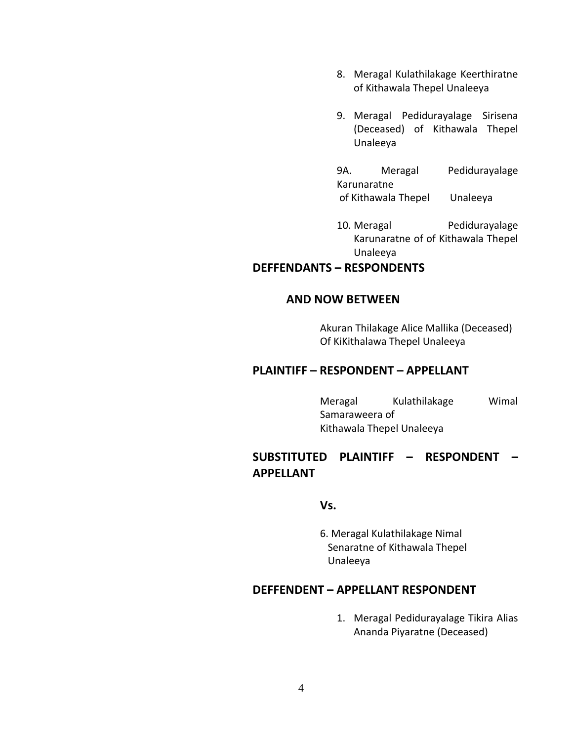8. Meragal Kulathilakage Keerthiratne of Kithawala Thepel Unaleeya

9. Meragal Pedidurayalage Sirisena (Deceased) of Kithawala Thepel Unaleeya

9A. Meragal Pedidurayalage Karunaratne of Kithawala Thepel Unaleeya

10. Meragal Pedidurayalage Karunaratne of of Kithawala Thepel Unaleeya

**DEFFENDANTS – RESPONDENTS**

**AND NOW BETWEEN**

Akuran Thilakage Alice Mallika (Deceased) Of KiKithalawa Thepel Unaleeya

**PLAINTIFF – RESPONDENT – APPELLANT**

Meragal Kulathilakage Wimal Samaraweera of Kithawala Thepel Unaleeya

**SUBSTITUTED PLAINTIFF – RESPONDENT – APPELLANT**

**Vs.**

6. Meragal Kulathilakage Nimal Senaratne of Kithawala Thepel Unaleeya

**DEFFENDENT – APPELLANT RESPONDENT**

1. Meragal Pedidurayalage Tikira Alias Ananda Piyaratne (Deceased)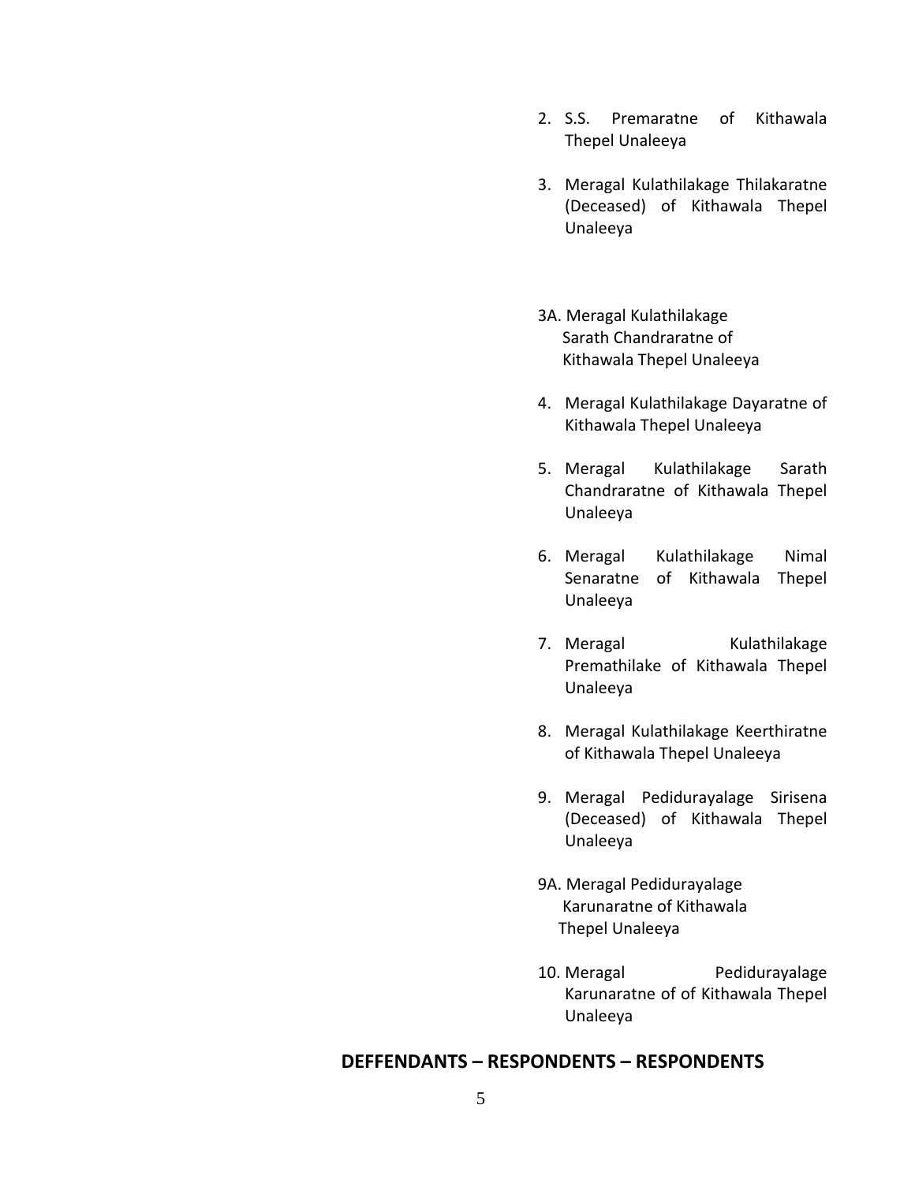2. S.S. Premaratne of Kithawala Thepel Unaleeya

3. Meragal Kulathilakage Thilakaratne (Deceased) of Kithawala Thepel Unaleeya

3A. Meragal Kulathilakage Sarath Chandraratne of Kithawala Thepel Unaleeya

4. Meragal Kulathilakage Dayaratne of Kithawala Thepel Unaleeya

5. Meragal Kulathilakage Sarath Chandraratne of Kithawala Thepel Unaleeya

6. Meragal Kulathilakage Nimal Senaratne of Kithawala Thepel Unaleeya

7. Meragal Kulathilakage Premathilake of Kithawala Thepel Unaleeya

8. Meragal Kulathilakage Keerthiratne of Kithawala Thepel Unaleeya

9. Meragal Pedidurayalage Sirisena (Deceased) of Kithawala Thepel Unaleeya

9A. Meragal Pedidurayalage Karunaratne of Kithawala Thepel Unaleeya

10. Meragal Pedidurayalage Karunaratne of of Kithawala Thepel Unaleeya

**DEFFENDANTS – RESPONDENTS – RESPONDENTS**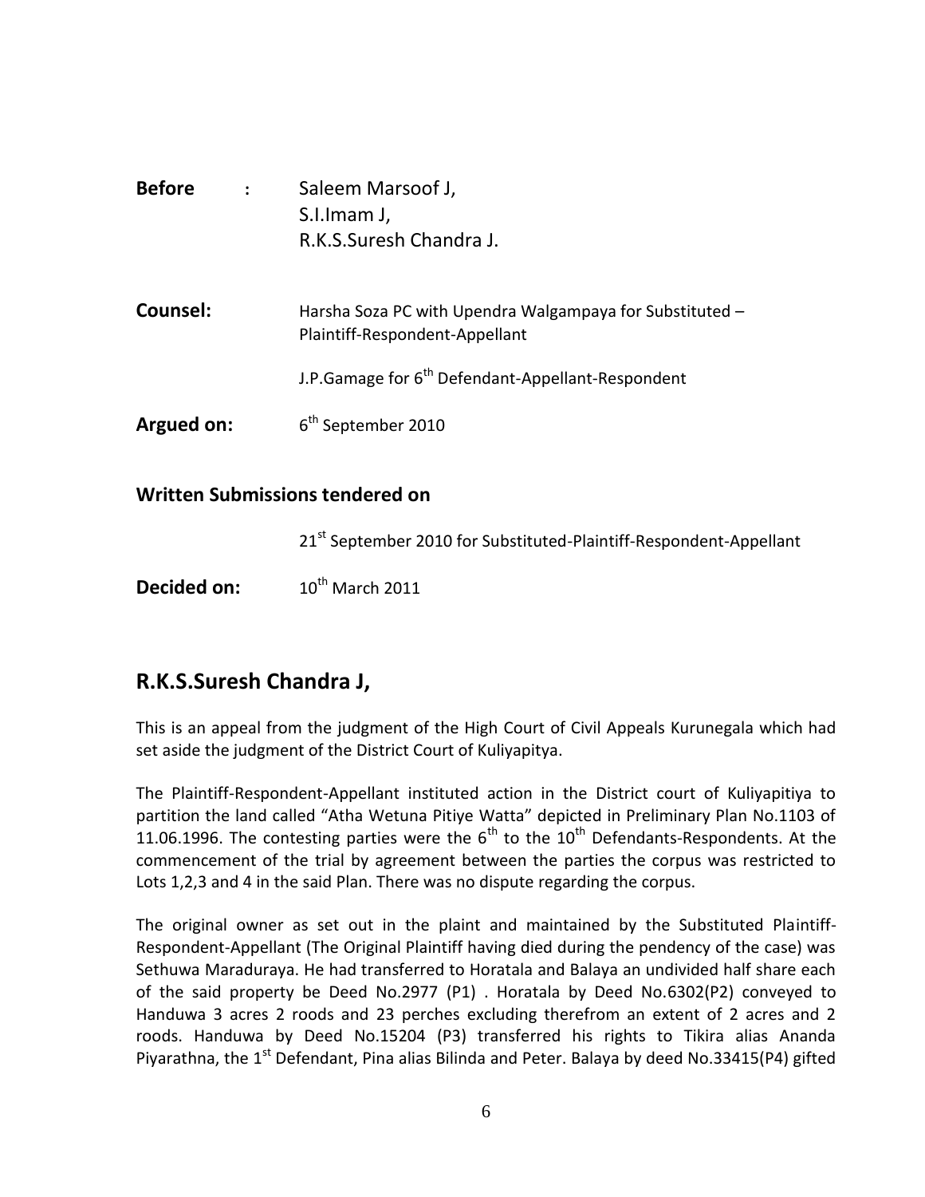**Before** : Saleem Marsoof J,
S.I.Imam J,
R.K.S.Suresh Chandra J.

**Counsel:** Harsha Soza PC with Upendra Walgampaya for Substituted – Plaintiff-Respondent-Appellant

J.P.Gamage for 6th Defendant-Appellant-Respondent

**Argued on:** 6th September 2010

**Written Submissions tendered on**

21st September 2010 for Substituted-Plaintiff-Respondent-Appellant

**Decided on:** 10th March 2011

## R.K.S.Suresh Chandra J,

This is an appeal from the judgment of the High Court of Civil Appeals Kurunegala which had set aside the judgment of the District Court of Kuliyapitya.

The Plaintiff-Respondent-Appellant instituted action in the District court of Kuliyapitiya to partition the land called "Atha Wetuna Pitiye Watta" depicted in Preliminary Plan No.1103 of 11.06.1996. The contesting parties were the 6th to the 10th Defendants-Respondents. At the commencement of the trial by agreement between the parties the corpus was restricted to Lots 1,2,3 and 4 in the said Plan. There was no dispute regarding the corpus.

The original owner as set out in the plaint and maintained by the Substituted Plaintiff-Respondent-Appellant (The Original Plaintiff having died during the pendency of the case) was Sethuwa Maraduraya. He had transferred to Horatala and Balaya an undivided half share each of the said property be Deed No.2977 (P1) . Horatala by Deed No.6302(P2) conveyed to Handuwa 3 acres 2 roods and 23 perches excluding therefrom an extent of 2 acres and 2 roods. Handuwa by Deed No.15204 (P3) transferred his rights to Tikira alias Ananda Piyarathna, the 1st Defendant, Pina alias Bilinda and Peter. Balaya by deed No.33415(P4) gifted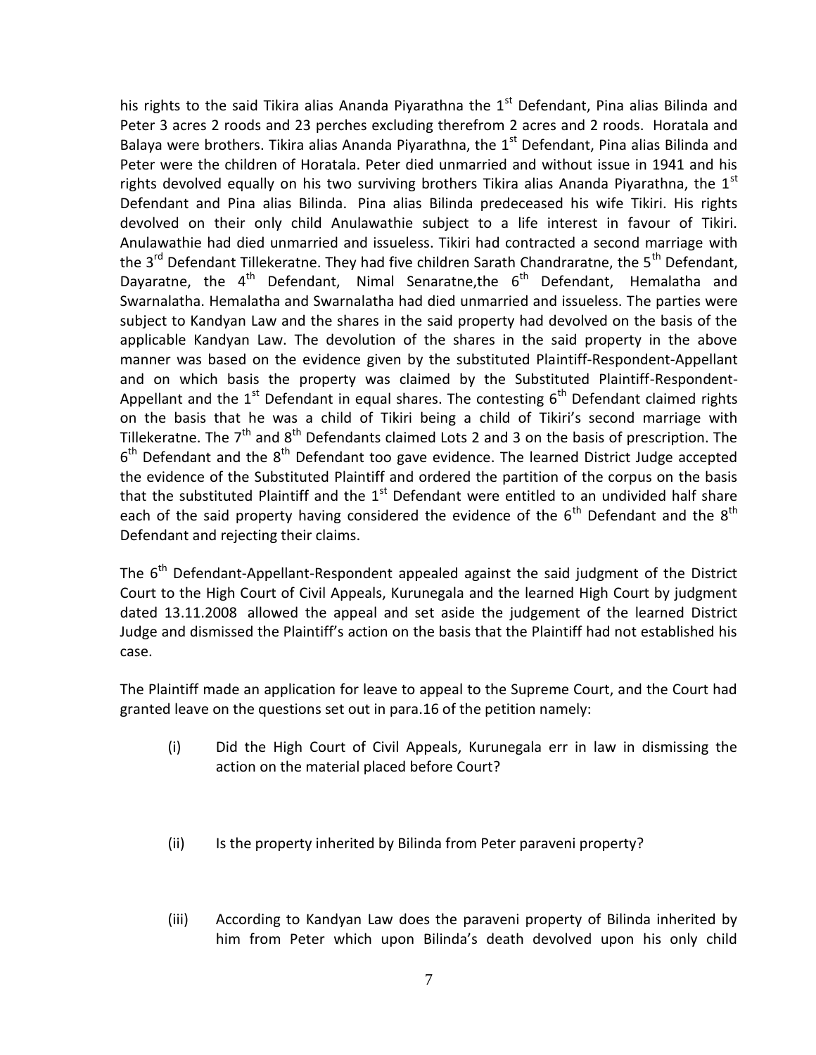his rights to the said Tikira alias Ananda Piyarathna the 1st Defendant, Pina alias Bilinda and Peter 3 acres 2 roods and 23 perches excluding therefrom 2 acres and 2 roods. Horatala and Balaya were brothers. Tikira alias Ananda Piyarathna, the 1st Defendant, Pina alias Bilinda and Peter were the children of Horatala. Peter died unmarried and without issue in 1941 and his rights devolved equally on his two surviving brothers Tikira alias Ananda Piyarathna, the 1st Defendant and Pina alias Bilinda. Pina alias Bilinda predeceased his wife Tikiri. His rights devolved on their only child Anulawathie subject to a life interest in favour of Tikiri. Anulawathie had died unmarried and issueless. Tikiri had contracted a second marriage with the 3rd Defendant Tillekeratne. They had five children Sarath Chandraratne, the 5th Defendant, Dayaratne, the 4th Defendant, Nimal Senaratne,the 6th Defendant, Hemalatha and Swarnalatha. Hemalatha and Swarnalatha had died unmarried and issueless. The parties were subject to Kandyan Law and the shares in the said property had devolved on the basis of the applicable Kandyan Law. The devolution of the shares in the said property in the above manner was based on the evidence given by the substituted Plaintiff-Respondent-Appellant and on which basis the property was claimed by the Substituted Plaintiff-Respondent-Appellant and the 1st Defendant in equal shares. The contesting 6th Defendant claimed rights on the basis that he was a child of Tikiri being a child of Tikiri's second marriage with Tillekeratne. The 7th and 8th Defendants claimed Lots 2 and 3 on the basis of prescription. The 6th Defendant and the 8th Defendant too gave evidence. The learned District Judge accepted the evidence of the Substituted Plaintiff and ordered the partition of the corpus on the basis that the substituted Plaintiff and the 1st Defendant were entitled to an undivided half share each of the said property having considered the evidence of the 6th Defendant and the 8th Defendant and rejecting their claims.

The 6th Defendant-Appellant-Respondent appealed against the said judgment of the District Court to the High Court of Civil Appeals, Kurunegala and the learned High Court by judgment dated 13.11.2008 allowed the appeal and set aside the judgement of the learned District Judge and dismissed the Plaintiff's action on the basis that the Plaintiff had not established his case.

The Plaintiff made an application for leave to appeal to the Supreme Court, and the Court had granted leave on the questions set out in para.16 of the petition namely:

(i) Did the High Court of Civil Appeals, Kurunegala err in law in dismissing the action on the material placed before Court?

(ii) Is the property inherited by Bilinda from Peter paraveni property?

(iii) According to Kandyan Law does the paraveni property of Bilinda inherited by him from Peter which upon Bilinda's death devolved upon his only child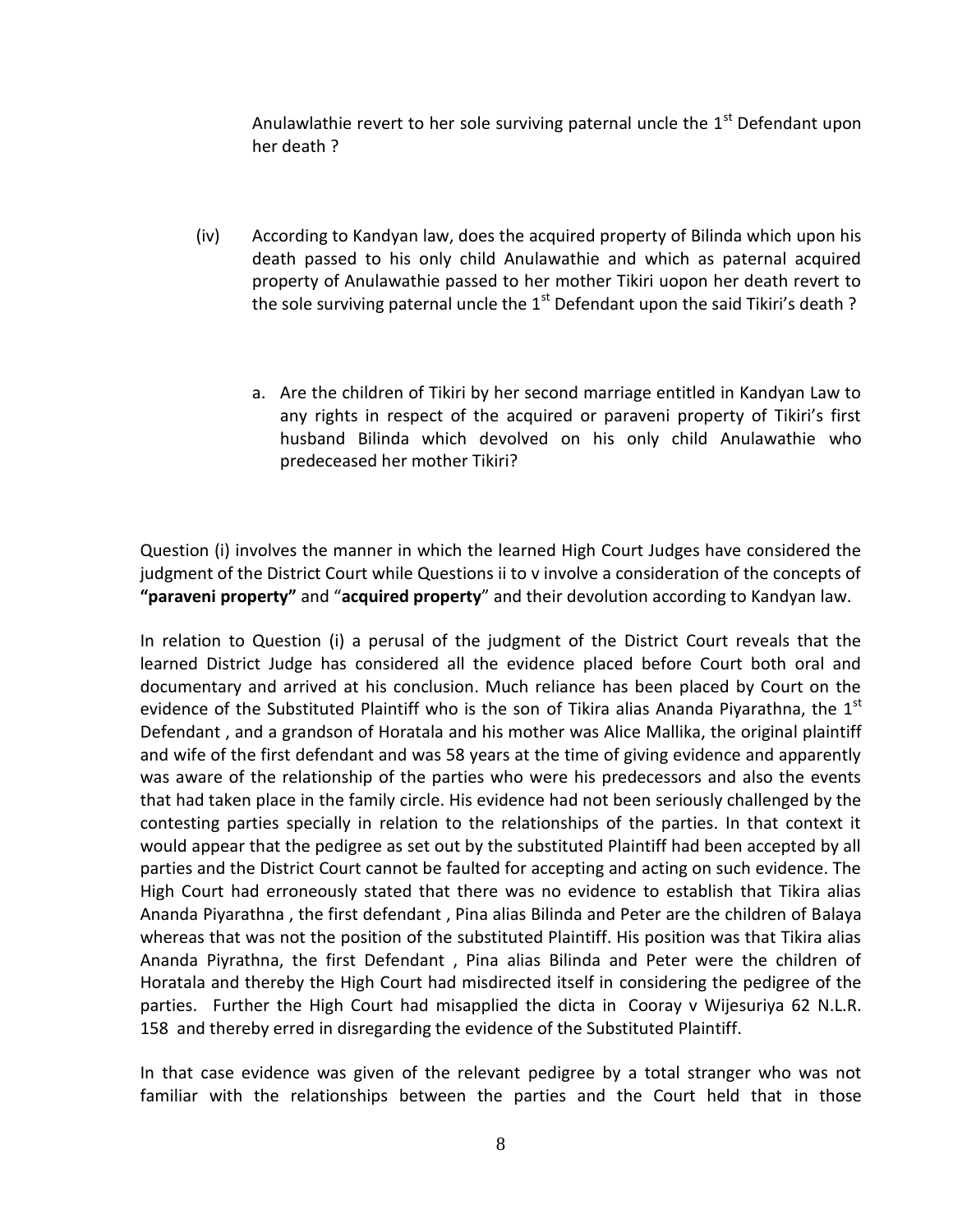Anulawlathie revert to her sole surviving paternal uncle the 1st Defendant upon her death ?

(iv) According to Kandyan law, does the acquired property of Bilinda which upon his death passed to his only child Anulawathie and which as paternal acquired property of Anulawathie passed to her mother Tikiri uopon her death revert to the sole surviving paternal uncle the 1st Defendant upon the said Tikiri's death ?

a. Are the children of Tikiri by her second marriage entitled in Kandyan Law to any rights in respect of the acquired or paraveni property of Tikiri's first husband Bilinda which devolved on his only child Anulawathie who predeceased her mother Tikiri?

Question (i) involves the manner in which the learned High Court Judges have considered the judgment of the District Court while Questions ii to v involve a consideration of the concepts of **"paraveni property"** and "**acquired property**" and their devolution according to Kandyan law.

In relation to Question (i) a perusal of the judgment of the District Court reveals that the learned District Judge has considered all the evidence placed before Court both oral and documentary and arrived at his conclusion. Much reliance has been placed by Court on the evidence of the Substituted Plaintiff who is the son of Tikira alias Ananda Piyarathna, the 1st Defendant , and a grandson of Horatala and his mother was Alice Mallika, the original plaintiff and wife of the first defendant and was 58 years at the time of giving evidence and apparently was aware of the relationship of the parties who were his predecessors and also the events that had taken place in the family circle. His evidence had not been seriously challenged by the contesting parties specially in relation to the relationships of the parties. In that context it would appear that the pedigree as set out by the substituted Plaintiff had been accepted by all parties and the District Court cannot be faulted for accepting and acting on such evidence. The High Court had erroneously stated that there was no evidence to establish that Tikira alias Ananda Piyarathna , the first defendant , Pina alias Bilinda and Peter are the children of Balaya whereas that was not the position of the substituted Plaintiff. His position was that Tikira alias Ananda Piyrathna, the first Defendant , Pina alias Bilinda and Peter were the children of Horatala and thereby the High Court had misdirected itself in considering the pedigree of the parties. Further the High Court had misapplied the dicta in Cooray v Wijesuriya 62 N.L.R. 158 and thereby erred in disregarding the evidence of the Substituted Plaintiff.

In that case evidence was given of the relevant pedigree by a total stranger who was not familiar with the relationships between the parties and the Court held that in those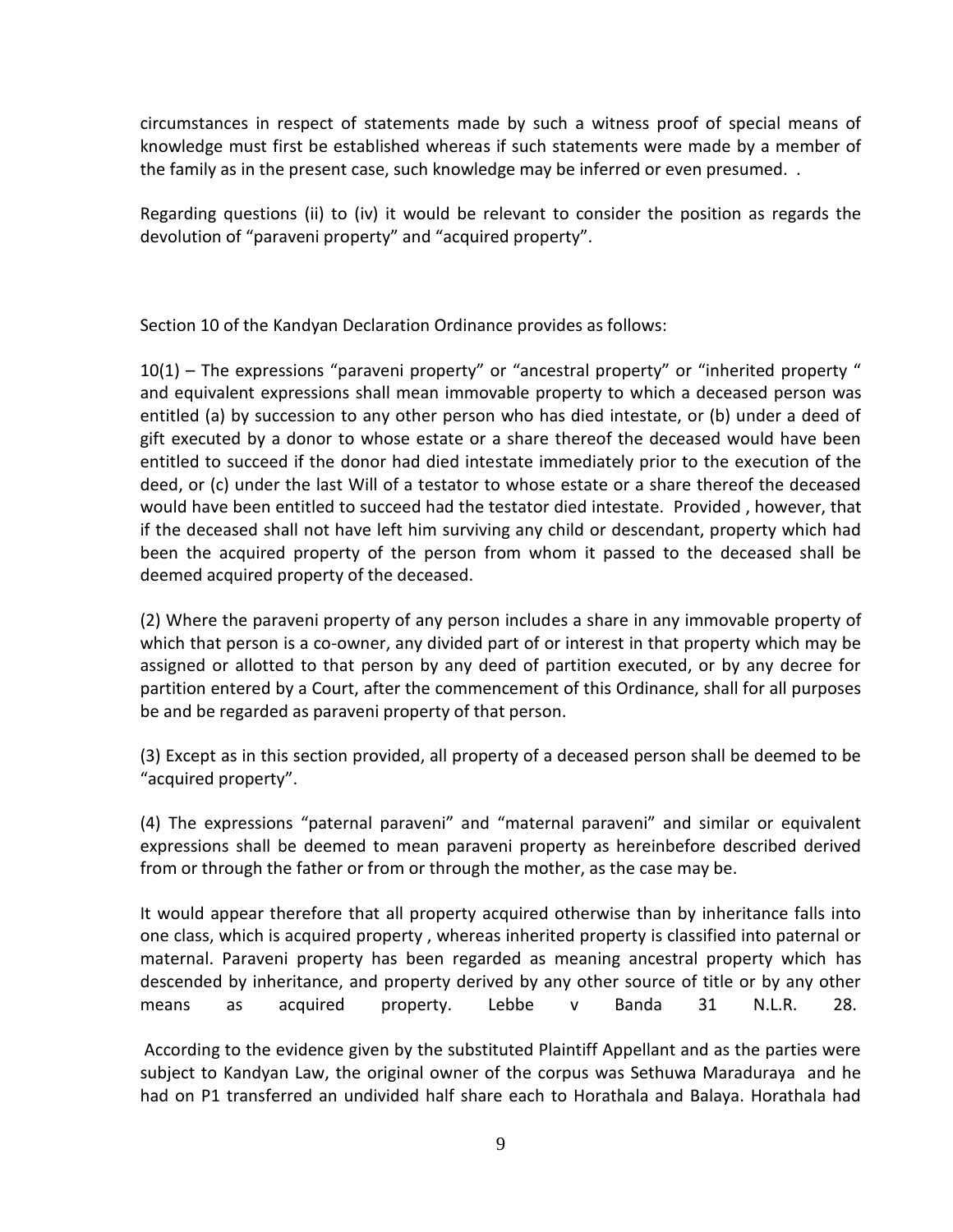circumstances in respect of statements made by such a witness proof of special means of knowledge must first be established whereas if such statements were made by a member of the family as in the present case, such knowledge may be inferred or even presumed. .

Regarding questions (ii) to (iv) it would be relevant to consider the position as regards the devolution of "paraveni property" and "acquired property".

Section 10 of the Kandyan Declaration Ordinance provides as follows:

10(1) – The expressions "paraveni property" or "ancestral property" or "inherited property " and equivalent expressions shall mean immovable property to which a deceased person was entitled (a) by succession to any other person who has died intestate, or (b) under a deed of gift executed by a donor to whose estate or a share thereof the deceased would have been entitled to succeed if the donor had died intestate immediately prior to the execution of the deed, or (c) under the last Will of a testator to whose estate or a share thereof the deceased would have been entitled to succeed had the testator died intestate. Provided , however, that if the deceased shall not have left him surviving any child or descendant, property which had been the acquired property of the person from whom it passed to the deceased shall be deemed acquired property of the deceased.

(2) Where the paraveni property of any person includes a share in any immovable property of which that person is a co-owner, any divided part of or interest in that property which may be assigned or allotted to that person by any deed of partition executed, or by any decree for partition entered by a Court, after the commencement of this Ordinance, shall for all purposes be and be regarded as paraveni property of that person.

(3) Except as in this section provided, all property of a deceased person shall be deemed to be "acquired property".

(4) The expressions "paternal paraveni" and "maternal paraveni" and similar or equivalent expressions shall be deemed to mean paraveni property as hereinbefore described derived from or through the father or from or through the mother, as the case may be.

It would appear therefore that all property acquired otherwise than by inheritance falls into one class, which is acquired property , whereas inherited property is classified into paternal or maternal. Paraveni property has been regarded as meaning ancestral property which has descended by inheritance, and property derived by any other source of title or by any other means as acquired property. Lebbe v Banda 31 N.L.R. 28.

According to the evidence given by the substituted Plaintiff Appellant and as the parties were subject to Kandyan Law, the original owner of the corpus was Sethuwa Maraduraya and he had on P1 transferred an undivided half share each to Horathala and Balaya. Horathala had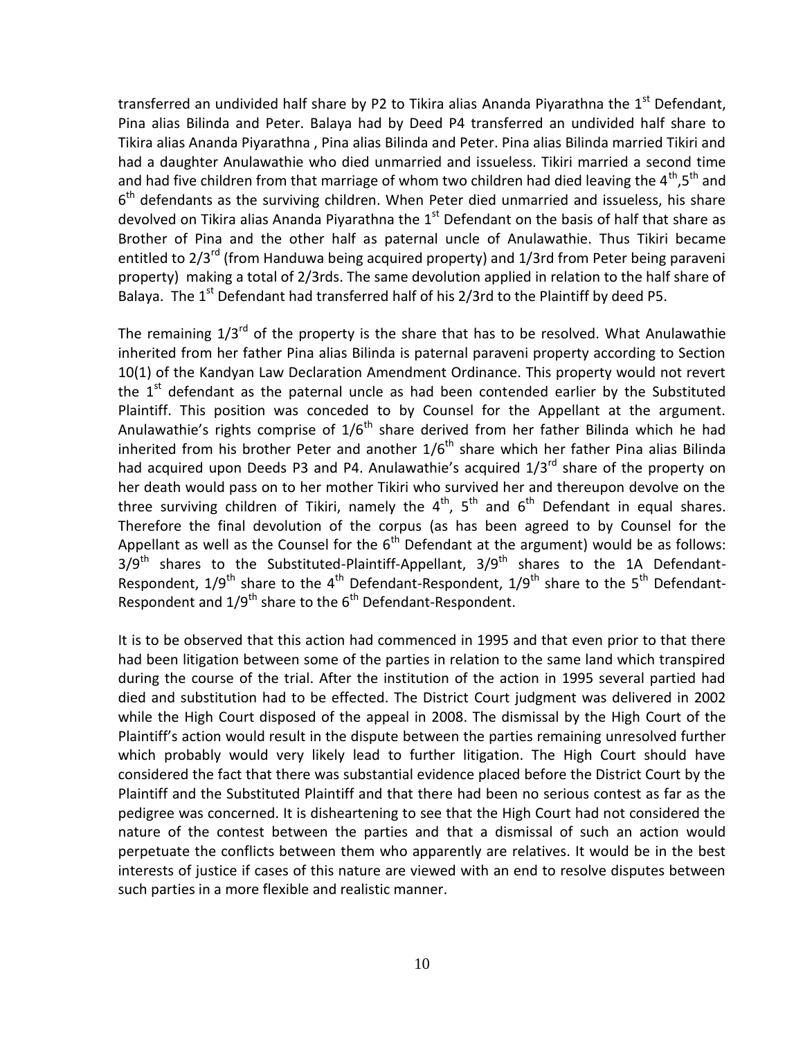transferred an undivided half share by P2 to Tikira alias Ananda Piyarathna the 1st Defendant, Pina alias Bilinda and Peter. Balaya had by Deed P4 transferred an undivided half share to Tikira alias Ananda Piyarathna , Pina alias Bilinda and Peter. Pina alias Bilinda married Tikiri and had a daughter Anulawathie who died unmarried and issueless. Tikiri married a second time and had five children from that marriage of whom two children had died leaving the 4th,5th and 6th defendants as the surviving children. When Peter died unmarried and issueless, his share devolved on Tikira alias Ananda Piyarathna the 1st Defendant on the basis of half that share as Brother of Pina and the other half as paternal uncle of Anulawathie. Thus Tikiri became entitled to 2/3rd (from Handuwa being acquired property) and 1/3rd from Peter being paraveni property) making a total of 2/3rds. The same devolution applied in relation to the half share of Balaya. The 1st Defendant had transferred half of his 2/3rd to the Plaintiff by deed P5.

The remaining 1/3rd of the property is the share that has to be resolved. What Anulawathie inherited from her father Pina alias Bilinda is paternal paraveni property according to Section 10(1) of the Kandyan Law Declaration Amendment Ordinance. This property would not revert the 1st defendant as the paternal uncle as had been contended earlier by the Substituted Plaintiff. This position was conceded to by Counsel for the Appellant at the argument. Anulawathie's rights comprise of 1/6th share derived from her father Bilinda which he had inherited from his brother Peter and another 1/6th share which her father Pina alias Bilinda had acquired upon Deeds P3 and P4. Anulawathie's acquired 1/3rd share of the property on her death would pass on to her mother Tikiri who survived her and thereupon devolve on the three surviving children of Tikiri, namely the 4th, 5th and 6th Defendant in equal shares. Therefore the final devolution of the corpus (as has been agreed to by Counsel for the Appellant as well as the Counsel for the 6th Defendant at the argument) would be as follows: 3/9th shares to the Substituted-Plaintiff-Appellant, 3/9th shares to the 1A Defendant-Respondent, 1/9th share to the 4th Defendant-Respondent, 1/9th share to the 5th Defendant-Respondent and 1/9th share to the 6th Defendant-Respondent.

It is to be observed that this action had commenced in 1995 and that even prior to that there had been litigation between some of the parties in relation to the same land which transpired during the course of the trial. After the institution of the action in 1995 several partied had died and substitution had to be effected. The District Court judgment was delivered in 2002 while the High Court disposed of the appeal in 2008. The dismissal by the High Court of the Plaintiff's action would result in the dispute between the parties remaining unresolved further which probably would very likely lead to further litigation. The High Court should have considered the fact that there was substantial evidence placed before the District Court by the Plaintiff and the Substituted Plaintiff and that there had been no serious contest as far as the pedigree was concerned. It is disheartening to see that the High Court had not considered the nature of the contest between the parties and that a dismissal of such an action would perpetuate the conflicts between them who apparently are relatives. It would be in the best interests of justice if cases of this nature are viewed with an end to resolve disputes between such parties in a more flexible and realistic manner.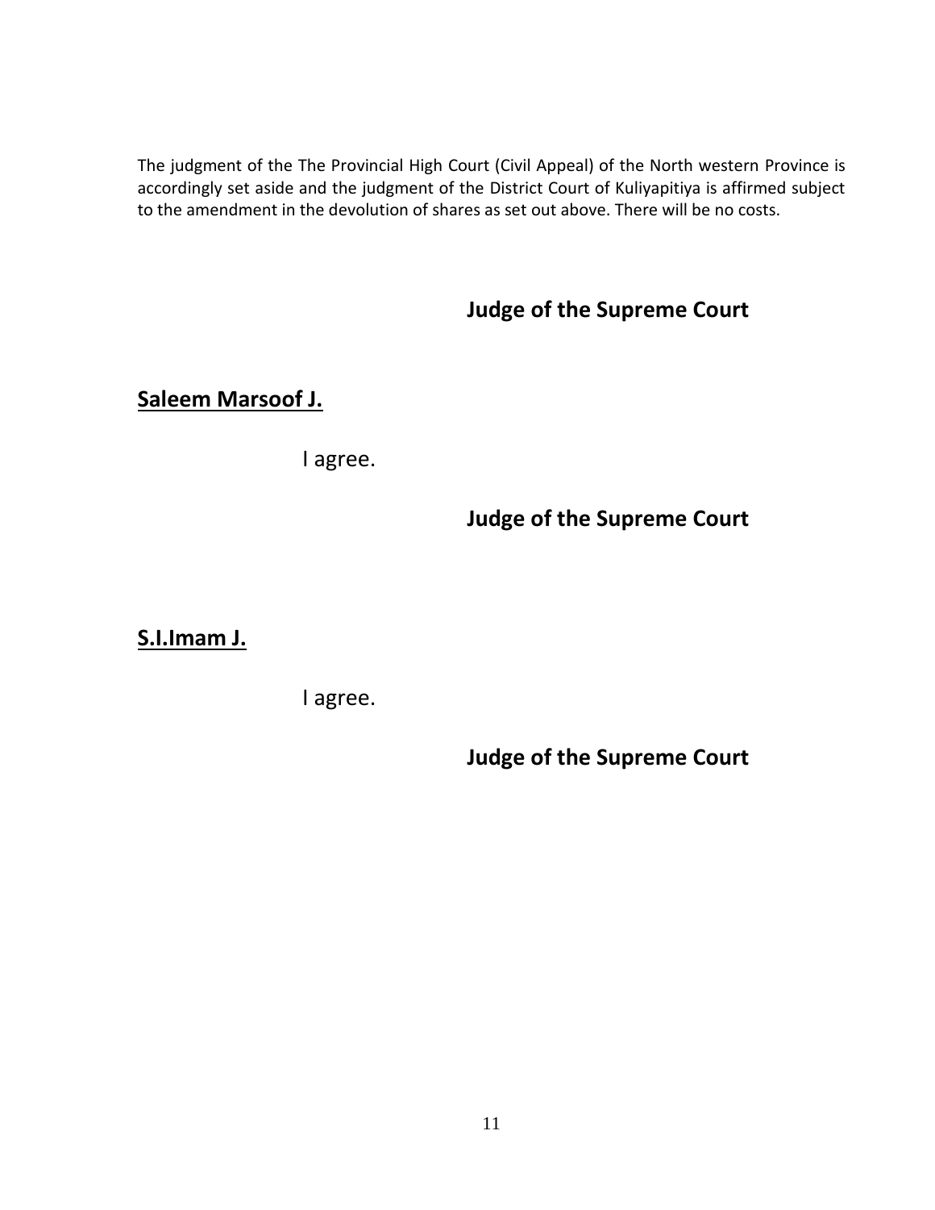The judgment of the The Provincial High Court (Civil Appeal) of the North western Province is accordingly set aside and the judgment of the District Court of Kuliyapitiya is affirmed subject to the amendment in the devolution of shares as set out above. There will be no costs.

**Judge of the Supreme Court**

**<u>Saleem Marsoof J.</u>**

I agree.

**Judge of the Supreme Court**

**<u>S.I.Imam J.</u>**

I agree.

**Judge of the Supreme Court**